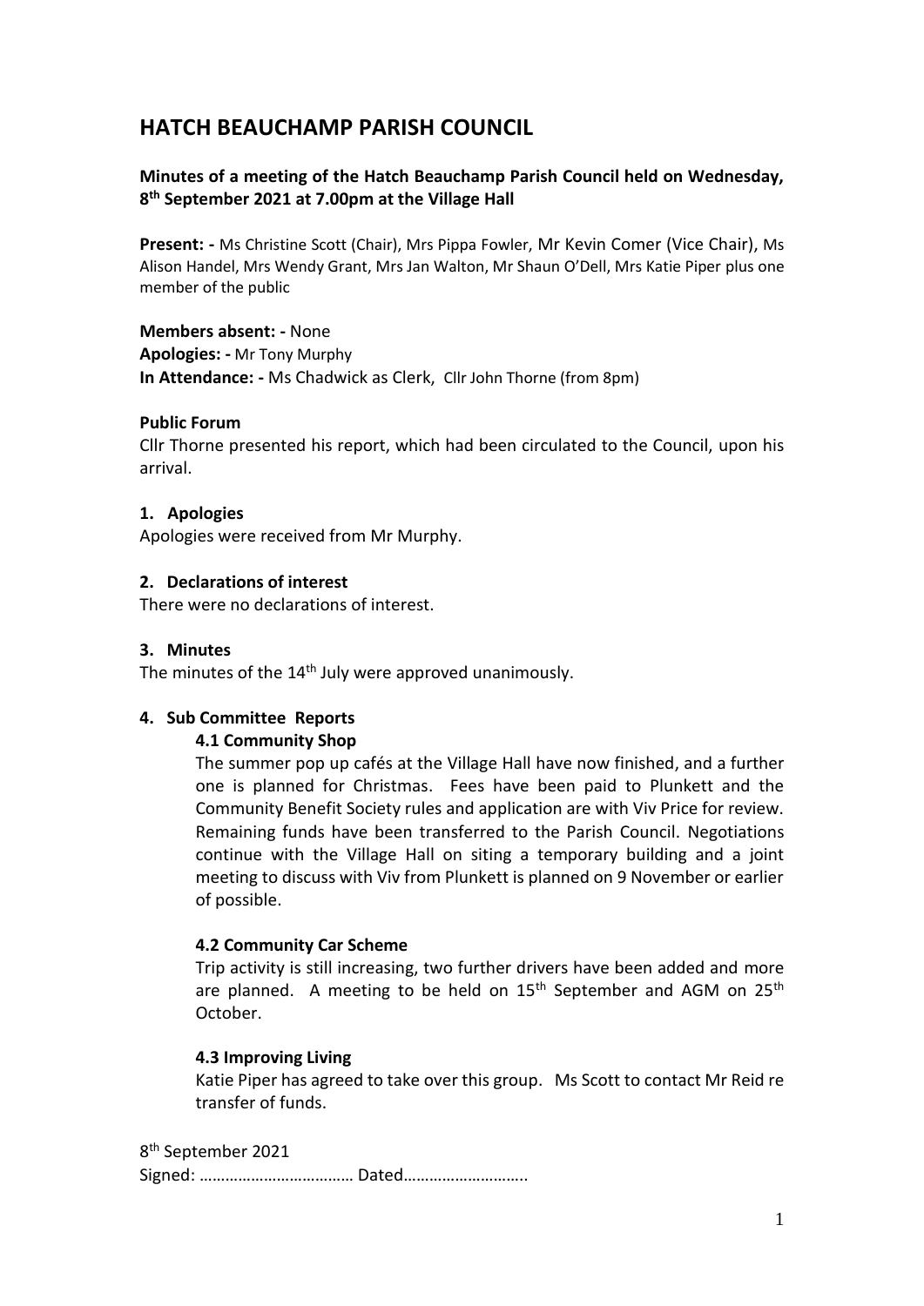# HATCH BEAUCHAMP PARISH COUNCIL

**Minutes of a meeting of the Hatch Beauchamp Parish Council held on Wednesday, 8th September 2021 at 7.00pm at the Village Hall**

**Present: -** Ms Christine Scott (Chair), Mrs Pippa Fowler, Mr Kevin Comer (Vice Chair), Ms Alison Handel, Mrs Wendy Grant, Mrs Jan Walton, Mr Shaun O'Dell, Mrs Katie Piper plus one member of the public

**Members absent: -** None
**Apologies: -** Mr Tony Murphy
**In Attendance: -** Ms Chadwick as Clerk, Cllr John Thorne (from 8pm)

**Public Forum**
Cllr Thorne presented his report, which had been circulated to the Council, upon his arrival.

**1. Apologies**
Apologies were received from Mr Murphy.

**2. Declarations of interest**
There were no declarations of interest.

**3. Minutes**
The minutes of the 14th July were approved unanimously.

**4. Sub Committee Reports**

**4.1 Community Shop**
The summer pop up cafés at the Village Hall have now finished, and a further one is planned for Christmas. Fees have been paid to Plunkett and the Community Benefit Society rules and application are with Viv Price for review. Remaining funds have been transferred to the Parish Council. Negotiations continue with the Village Hall on siting a temporary building and a joint meeting to discuss with Viv from Plunkett is planned on 9 November or earlier of possible.

**4.2 Community Car Scheme**
Trip activity is still increasing, two further drivers have been added and more are planned. A meeting to be held on 15th September and AGM on 25th October.

**4.3 Improving Living**
Katie Piper has agreed to take over this group. Ms Scott to contact Mr Reid re transfer of funds.

8th September 2021
Signed: ……………………………… Dated………………………..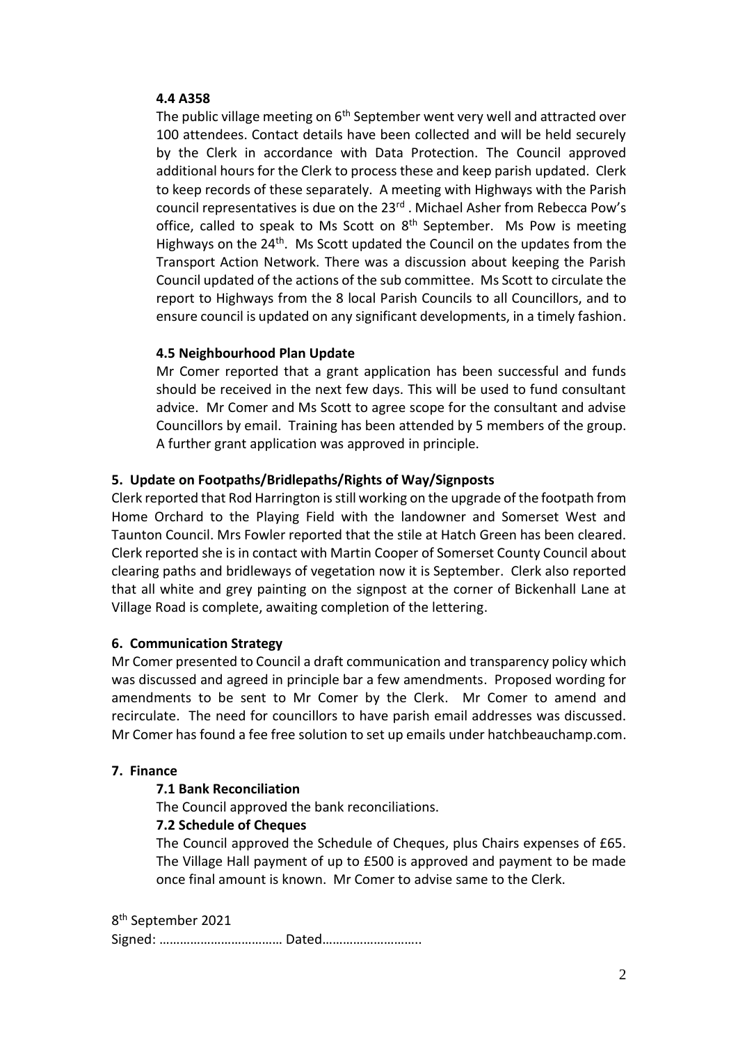### 4.4 A358

The public village meeting on 6th September went very well and attracted over 100 attendees. Contact details have been collected and will be held securely by the Clerk in accordance with Data Protection. The Council approved additional hours for the Clerk to process these and keep parish updated. Clerk to keep records of these separately. A meeting with Highways with the Parish council representatives is due on the 23rd . Michael Asher from Rebecca Pow's office, called to speak to Ms Scott on 8th September. Ms Pow is meeting Highways on the 24th. Ms Scott updated the Council on the updates from the Transport Action Network. There was a discussion about keeping the Parish Council updated of the actions of the sub committee. Ms Scott to circulate the report to Highways from the 8 local Parish Councils to all Councillors, and to ensure council is updated on any significant developments, in a timely fashion.

### 4.5 Neighbourhood Plan Update

Mr Comer reported that a grant application has been successful and funds should be received in the next few days. This will be used to fund consultant advice. Mr Comer and Ms Scott to agree scope for the consultant and advise Councillors by email. Training has been attended by 5 members of the group. A further grant application was approved in principle.

## 5. Update on Footpaths/Bridlepaths/Rights of Way/Signposts

Clerk reported that Rod Harrington is still working on the upgrade of the footpath from Home Orchard to the Playing Field with the landowner and Somerset West and Taunton Council. Mrs Fowler reported that the stile at Hatch Green has been cleared. Clerk reported she is in contact with Martin Cooper of Somerset County Council about clearing paths and bridleways of vegetation now it is September. Clerk also reported that all white and grey painting on the signpost at the corner of Bickenhall Lane at Village Road is complete, awaiting completion of the lettering.

## 6. Communication Strategy

Mr Comer presented to Council a draft communication and transparency policy which was discussed and agreed in principle bar a few amendments. Proposed wording for amendments to be sent to Mr Comer by the Clerk. Mr Comer to amend and recirculate. The need for councillors to have parish email addresses was discussed. Mr Comer has found a fee free solution to set up emails under hatchbeauchamp.com.

## 7. Finance

### 7.1 Bank Reconciliation

The Council approved the bank reconciliations.

### 7.2 Schedule of Cheques

The Council approved the Schedule of Cheques, plus Chairs expenses of £65. The Village Hall payment of up to £500 is approved and payment to be made once final amount is known. Mr Comer to advise same to the Clerk.

8th September 2021

Signed: ……………………………… Dated………………………..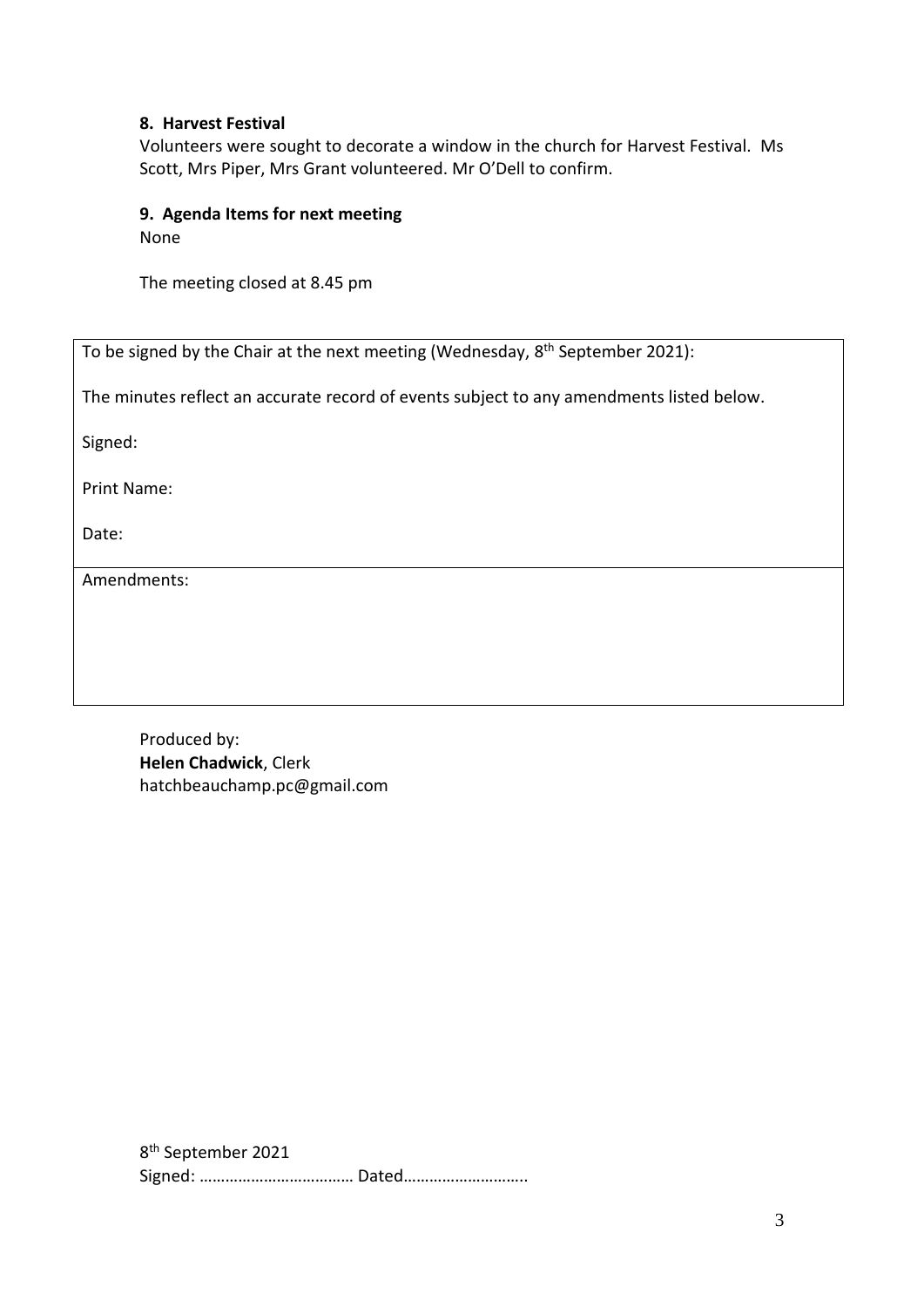**8. Harvest Festival**

Volunteers were sought to decorate a window in the church for Harvest Festival. Ms Scott, Mrs Piper, Mrs Grant volunteered. Mr O'Dell to confirm.

**9. Agenda Items for next meeting**

None

The meeting closed at 8.45 pm

| |
|---|
| To be signed by the Chair at the next meeting (Wednesday, 8th September 2021):<br><br>The minutes reflect an accurate record of events subject to any amendments listed below.<br><br>Signed:<br><br>Print Name:<br><br>Date: |
| Amendments: |

Produced by:
**Helen Chadwick**, Clerk
hatchbeauchamp.pc@gmail.com

8th September 2021
Signed: ……………………………… Dated………………………..